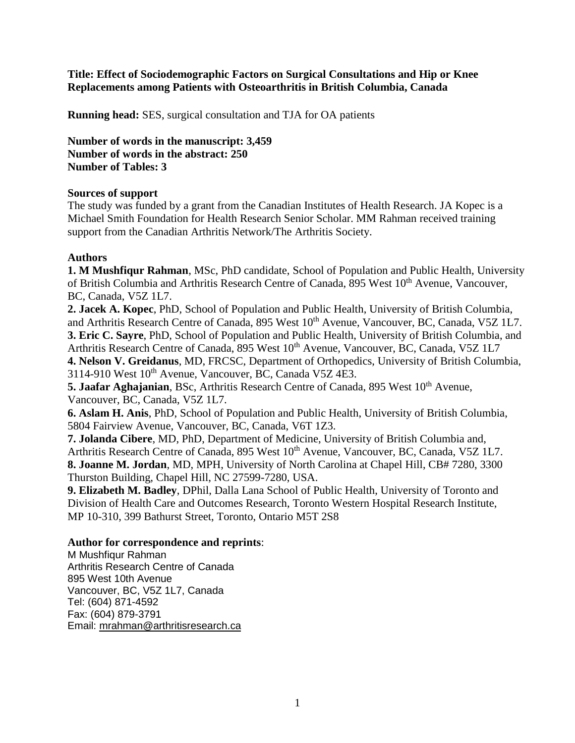**Title: Effect of Sociodemographic Factors on Surgical Consultations and Hip or Knee Replacements among Patients with Osteoarthritis in British Columbia, Canada**

**Running head:** SES, surgical consultation and TJA for OA patients

**Number of words in the manuscript: 3,459**
**Number of words in the abstract: 250**
**Number of Tables: 3**

**Sources of support**

The study was funded by a grant from the Canadian Institutes of Health Research. JA Kopec is a Michael Smith Foundation for Health Research Senior Scholar. MM Rahman received training support from the Canadian Arthritis Network/The Arthritis Society.

**Authors**

**1. M Mushfiqur Rahman**, MSc, PhD candidate, School of Population and Public Health, University of British Columbia and Arthritis Research Centre of Canada, 895 West 10th Avenue, Vancouver, BC, Canada, V5Z 1L7.

**2. Jacek A. Kopec**, PhD, School of Population and Public Health, University of British Columbia, and Arthritis Research Centre of Canada, 895 West 10th Avenue, Vancouver, BC, Canada, V5Z 1L7.

**3. Eric C. Sayre**, PhD, School of Population and Public Health, University of British Columbia, and Arthritis Research Centre of Canada, 895 West 10th Avenue, Vancouver, BC, Canada, V5Z 1L7

**4. Nelson V. Greidanus**, MD, FRCSC, Department of Orthopedics, University of British Columbia, 3114-910 West 10th Avenue, Vancouver, BC, Canada V5Z 4E3.

**5. Jaafar Aghajanian**, BSc, Arthritis Research Centre of Canada, 895 West 10th Avenue, Vancouver, BC, Canada, V5Z 1L7.

**6. Aslam H. Anis**, PhD, School of Population and Public Health, University of British Columbia, 5804 Fairview Avenue, Vancouver, BC, Canada, V6T 1Z3.

**7. Jolanda Cibere**, MD, PhD, Department of Medicine, University of British Columbia and, Arthritis Research Centre of Canada, 895 West 10th Avenue, Vancouver, BC, Canada, V5Z 1L7.

**8. Joanne M. Jordan**, MD, MPH, University of North Carolina at Chapel Hill, CB# 7280, 3300 Thurston Building, Chapel Hill, NC 27599-7280, USA.

**9. Elizabeth M. Badley**, DPhil, Dalla Lana School of Public Health, University of Toronto and Division of Health Care and Outcomes Research, Toronto Western Hospital Research Institute, MP 10-310, 399 Bathurst Street, Toronto, Ontario M5T 2S8

**Author for correspondence and reprints**:

M Mushfiqur Rahman
Arthritis Research Centre of Canada
895 West 10th Avenue
Vancouver, BC, V5Z 1L7, Canada
Tel: (604) 871-4592
Fax: (604) 879-3791
Email: mrahman@arthritisresearch.ca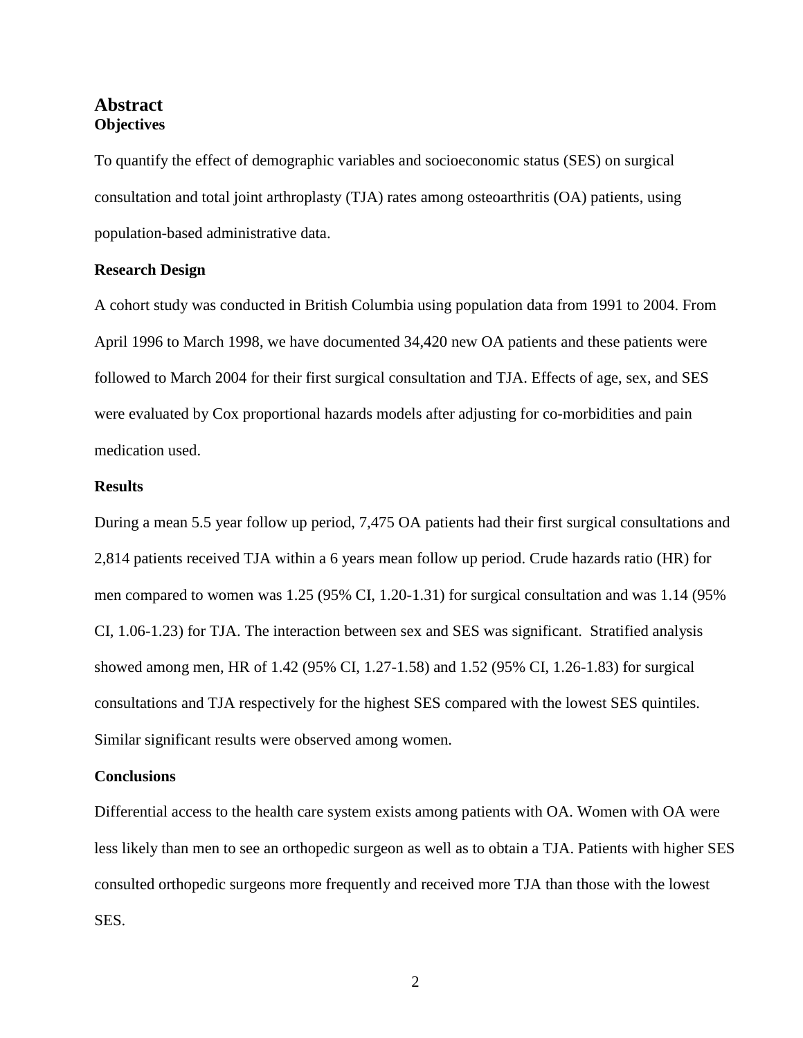# Abstract

## Objectives

To quantify the effect of demographic variables and socioeconomic status (SES) on surgical consultation and total joint arthroplasty (TJA) rates among osteoarthritis (OA) patients, using population-based administrative data.

## Research Design

A cohort study was conducted in British Columbia using population data from 1991 to 2004. From April 1996 to March 1998, we have documented 34,420 new OA patients and these patients were followed to March 2004 for their first surgical consultation and TJA. Effects of age, sex, and SES were evaluated by Cox proportional hazards models after adjusting for co-morbidities and pain medication used.

## Results

During a mean 5.5 year follow up period, 7,475 OA patients had their first surgical consultations and 2,814 patients received TJA within a 6 years mean follow up period. Crude hazards ratio (HR) for men compared to women was 1.25 (95% CI, 1.20-1.31) for surgical consultation and was 1.14 (95% CI, 1.06-1.23) for TJA. The interaction between sex and SES was significant. Stratified analysis showed among men, HR of 1.42 (95% CI, 1.27-1.58) and 1.52 (95% CI, 1.26-1.83) for surgical consultations and TJA respectively for the highest SES compared with the lowest SES quintiles. Similar significant results were observed among women.

## Conclusions

Differential access to the health care system exists among patients with OA. Women with OA were less likely than men to see an orthopedic surgeon as well as to obtain a TJA. Patients with higher SES consulted orthopedic surgeons more frequently and received more TJA than those with the lowest SES.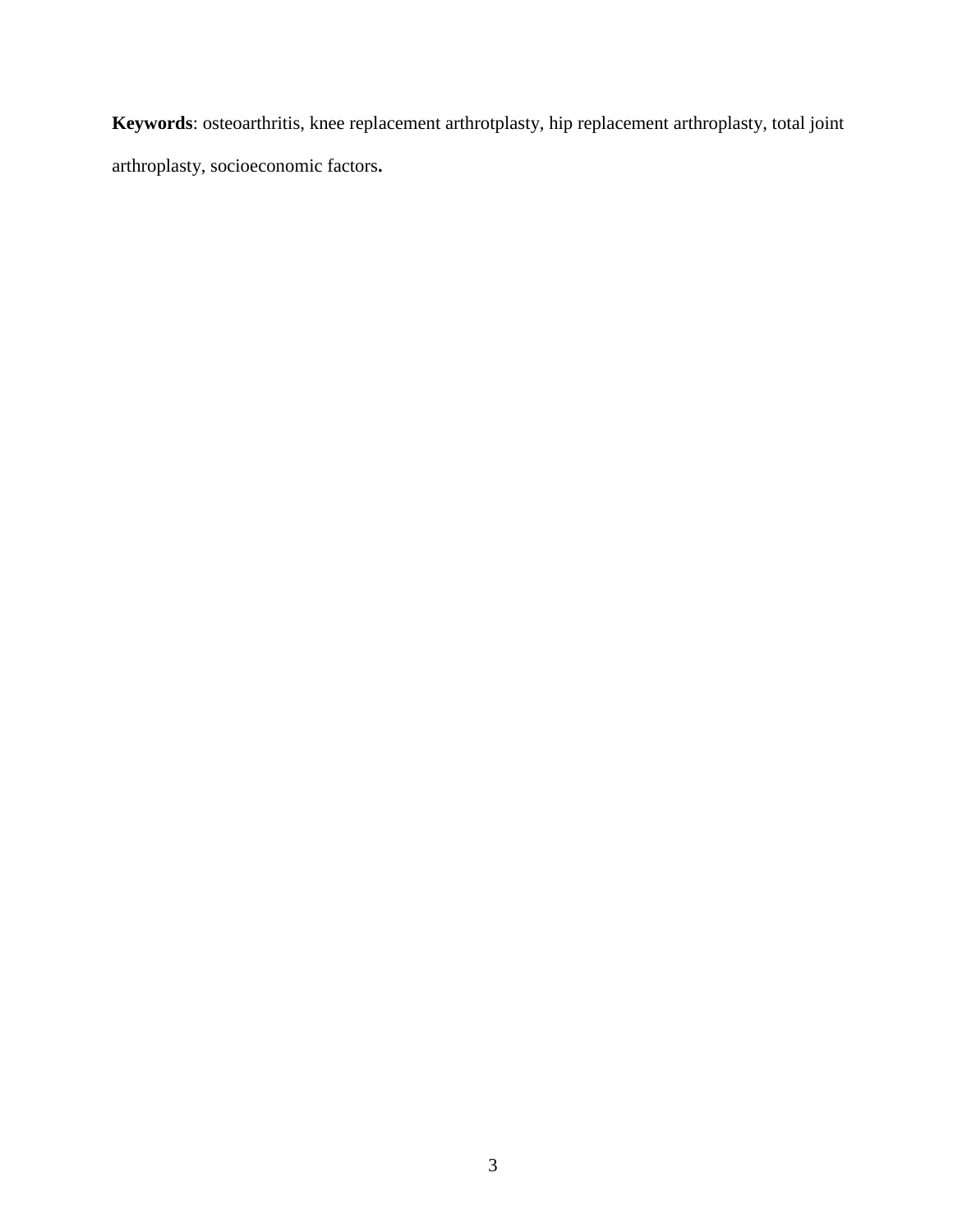**Keywords**: osteoarthritis, knee replacement arthrotplasty, hip replacement arthroplasty, total joint arthroplasty, socioeconomic factors**.**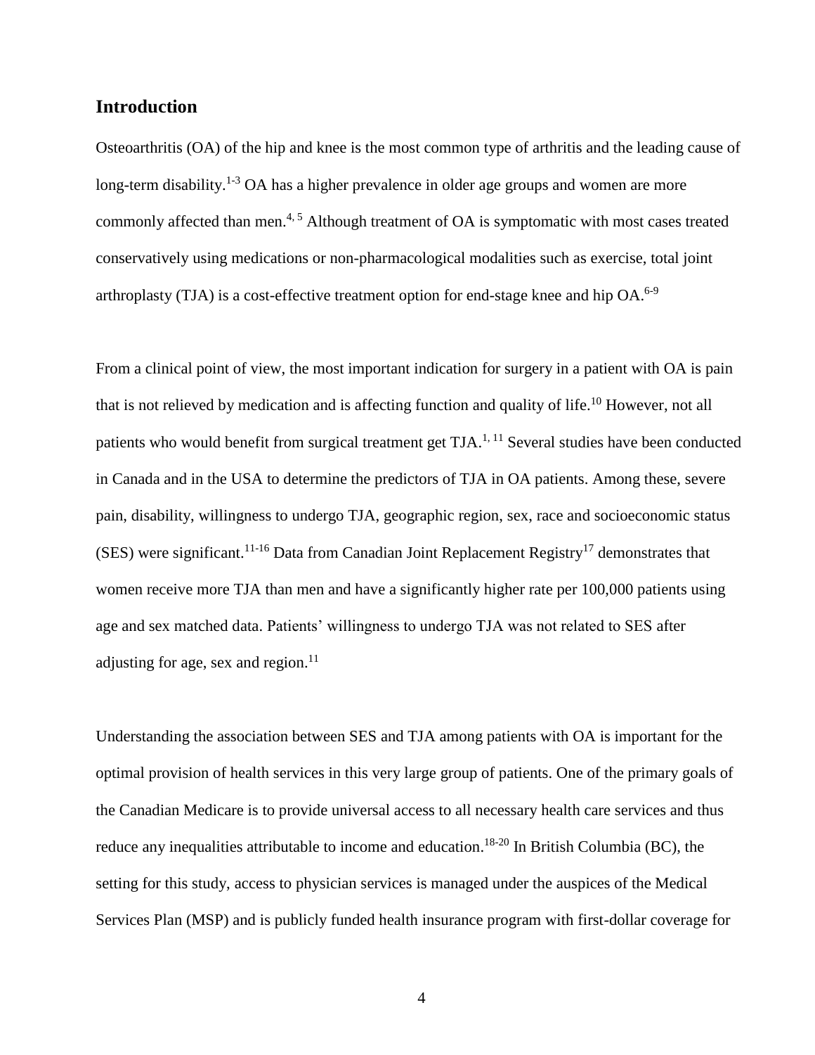## Introduction

Osteoarthritis (OA) of the hip and knee is the most common type of arthritis and the leading cause of long-term disability.[1-3] OA has a higher prevalence in older age groups and women are more commonly affected than men.[4, 5] Although treatment of OA is symptomatic with most cases treated conservatively using medications or non-pharmacological modalities such as exercise, total joint arthroplasty (TJA) is a cost-effective treatment option for end-stage knee and hip OA.[6-9]

From a clinical point of view, the most important indication for surgery in a patient with OA is pain that is not relieved by medication and is affecting function and quality of life.[10] However, not all patients who would benefit from surgical treatment get TJA.[1, 11] Several studies have been conducted in Canada and in the USA to determine the predictors of TJA in OA patients. Among these, severe pain, disability, willingness to undergo TJA, geographic region, sex, race and socioeconomic status (SES) were significant.[11-16] Data from Canadian Joint Replacement Registry[17] demonstrates that women receive more TJA than men and have a significantly higher rate per 100,000 patients using age and sex matched data. Patients' willingness to undergo TJA was not related to SES after adjusting for age, sex and region.[11]

Understanding the association between SES and TJA among patients with OA is important for the optimal provision of health services in this very large group of patients. One of the primary goals of the Canadian Medicare is to provide universal access to all necessary health care services and thus reduce any inequalities attributable to income and education.[18-20] In British Columbia (BC), the setting for this study, access to physician services is managed under the auspices of the Medical Services Plan (MSP) and is publicly funded health insurance program with first-dollar coverage for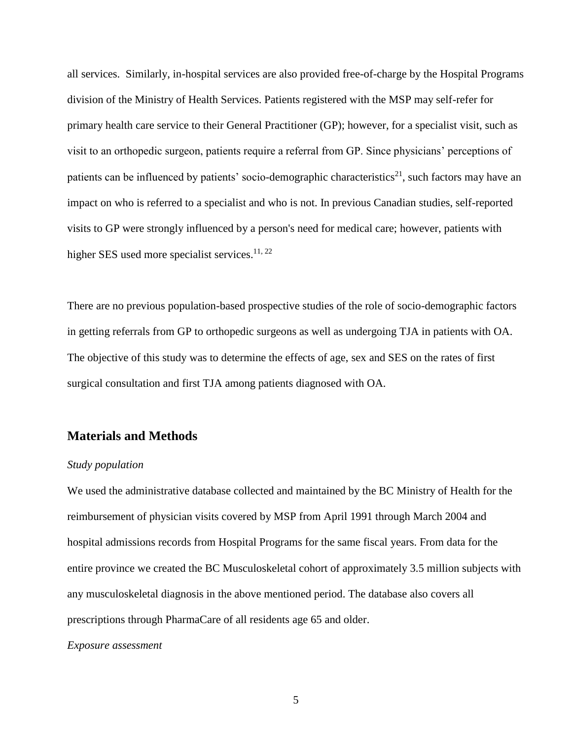all services. Similarly, in-hospital services are also provided free-of-charge by the Hospital Programs division of the Ministry of Health Services. Patients registered with the MSP may self-refer for primary health care service to their General Practitioner (GP); however, for a specialist visit, such as visit to an orthopedic surgeon, patients require a referral from GP. Since physicians' perceptions of patients can be influenced by patients' socio-demographic characteristics[21], such factors may have an impact on who is referred to a specialist and who is not. In previous Canadian studies, self-reported visits to GP were strongly influenced by a person's need for medical care; however, patients with higher SES used more specialist services.[11, 22]

There are no previous population-based prospective studies of the role of socio-demographic factors in getting referrals from GP to orthopedic surgeons as well as undergoing TJA in patients with OA. The objective of this study was to determine the effects of age, sex and SES on the rates of first surgical consultation and first TJA among patients diagnosed with OA.

## Materials and Methods

*Study population*

We used the administrative database collected and maintained by the BC Ministry of Health for the reimbursement of physician visits covered by MSP from April 1991 through March 2004 and hospital admissions records from Hospital Programs for the same fiscal years. From data for the entire province we created the BC Musculoskeletal cohort of approximately 3.5 million subjects with any musculoskeletal diagnosis in the above mentioned period. The database also covers all prescriptions through PharmaCare of all residents age 65 and older.

*Exposure assessment*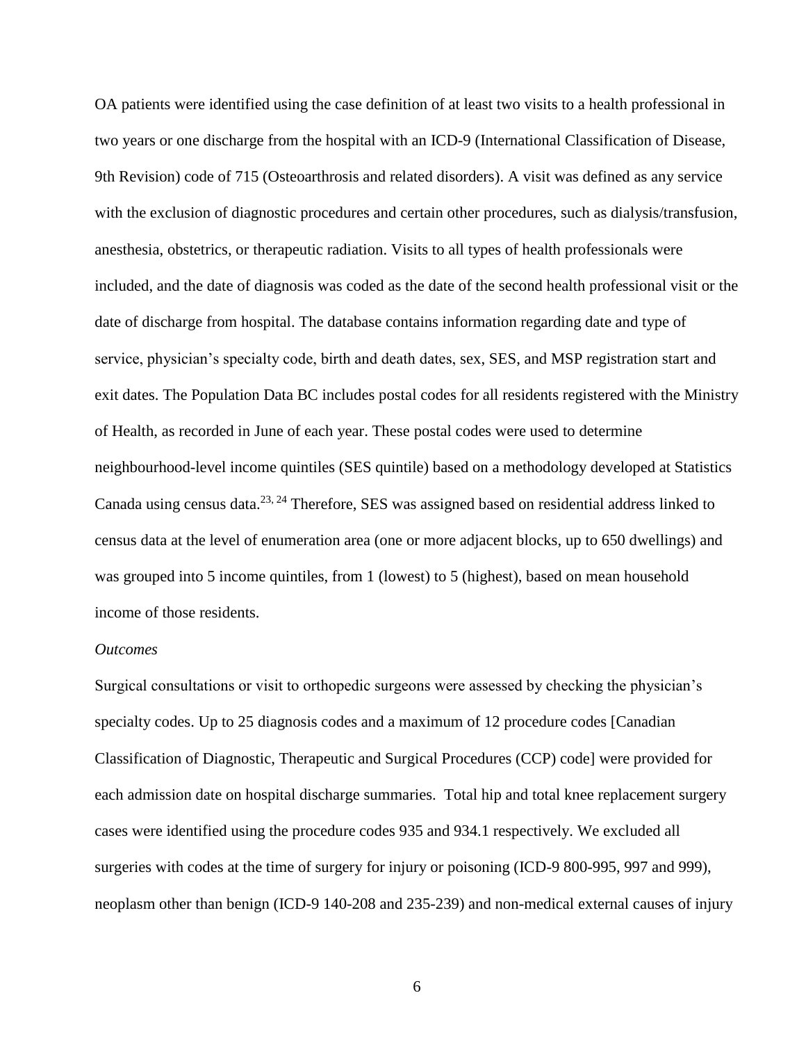OA patients were identified using the case definition of at least two visits to a health professional in two years or one discharge from the hospital with an ICD-9 (International Classification of Disease, 9th Revision) code of 715 (Osteoarthrosis and related disorders). A visit was defined as any service with the exclusion of diagnostic procedures and certain other procedures, such as dialysis/transfusion, anesthesia, obstetrics, or therapeutic radiation. Visits to all types of health professionals were included, and the date of diagnosis was coded as the date of the second health professional visit or the date of discharge from hospital. The database contains information regarding date and type of service, physician's specialty code, birth and death dates, sex, SES, and MSP registration start and exit dates. The Population Data BC includes postal codes for all residents registered with the Ministry of Health, as recorded in June of each year. These postal codes were used to determine neighbourhood-level income quintiles (SES quintile) based on a methodology developed at Statistics Canada using census data.[23, 24] Therefore, SES was assigned based on residential address linked to census data at the level of enumeration area (one or more adjacent blocks, up to 650 dwellings) and was grouped into 5 income quintiles, from 1 (lowest) to 5 (highest), based on mean household income of those residents.

*Outcomes*

Surgical consultations or visit to orthopedic surgeons were assessed by checking the physician's specialty codes. Up to 25 diagnosis codes and a maximum of 12 procedure codes [Canadian Classification of Diagnostic, Therapeutic and Surgical Procedures (CCP) code] were provided for each admission date on hospital discharge summaries. Total hip and total knee replacement surgery cases were identified using the procedure codes 935 and 934.1 respectively. We excluded all surgeries with codes at the time of surgery for injury or poisoning (ICD-9 800-995, 997 and 999), neoplasm other than benign (ICD-9 140-208 and 235-239) and non-medical external causes of injury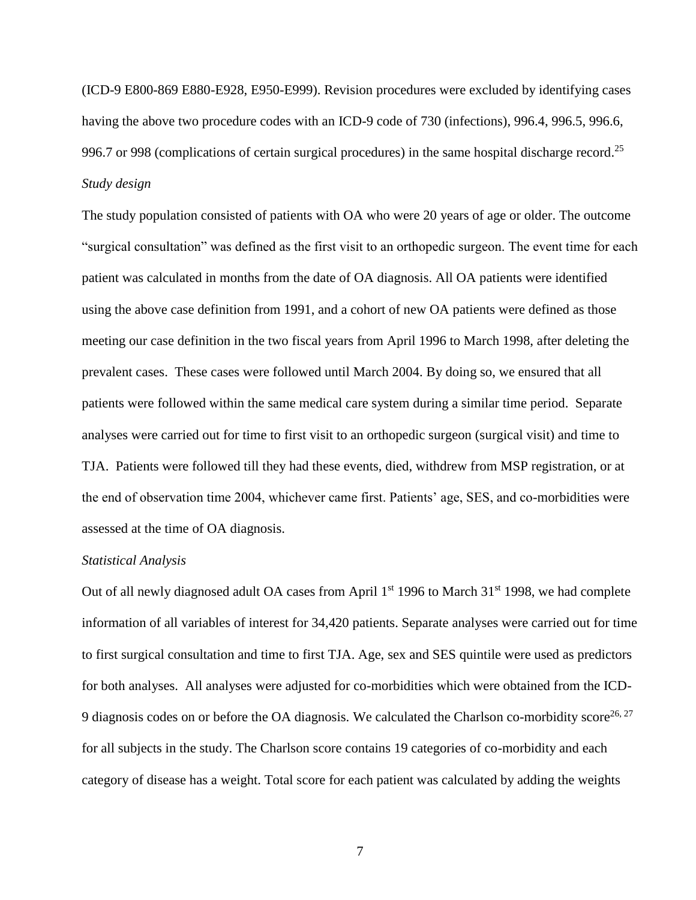(ICD-9 E800-869 E880-E928, E950-E999). Revision procedures were excluded by identifying cases having the above two procedure codes with an ICD-9 code of 730 (infections), 996.4, 996.5, 996.6, 996.7 or 998 (complications of certain surgical procedures) in the same hospital discharge record.[25]

*Study design*

The study population consisted of patients with OA who were 20 years of age or older. The outcome "surgical consultation" was defined as the first visit to an orthopedic surgeon. The event time for each patient was calculated in months from the date of OA diagnosis. All OA patients were identified using the above case definition from 1991, and a cohort of new OA patients were defined as those meeting our case definition in the two fiscal years from April 1996 to March 1998, after deleting the prevalent cases. These cases were followed until March 2004. By doing so, we ensured that all patients were followed within the same medical care system during a similar time period. Separate analyses were carried out for time to first visit to an orthopedic surgeon (surgical visit) and time to TJA. Patients were followed till they had these events, died, withdrew from MSP registration, or at the end of observation time 2004, whichever came first. Patients' age, SES, and co-morbidities were assessed at the time of OA diagnosis.

*Statistical Analysis*

Out of all newly diagnosed adult OA cases from April 1st 1996 to March 31st 1998, we had complete information of all variables of interest for 34,420 patients. Separate analyses were carried out for time to first surgical consultation and time to first TJA. Age, sex and SES quintile were used as predictors for both analyses. All analyses were adjusted for co-morbidities which were obtained from the ICD-9 diagnosis codes on or before the OA diagnosis. We calculated the Charlson co-morbidity score[26, 27] for all subjects in the study. The Charlson score contains 19 categories of co-morbidity and each category of disease has a weight. Total score for each patient was calculated by adding the weights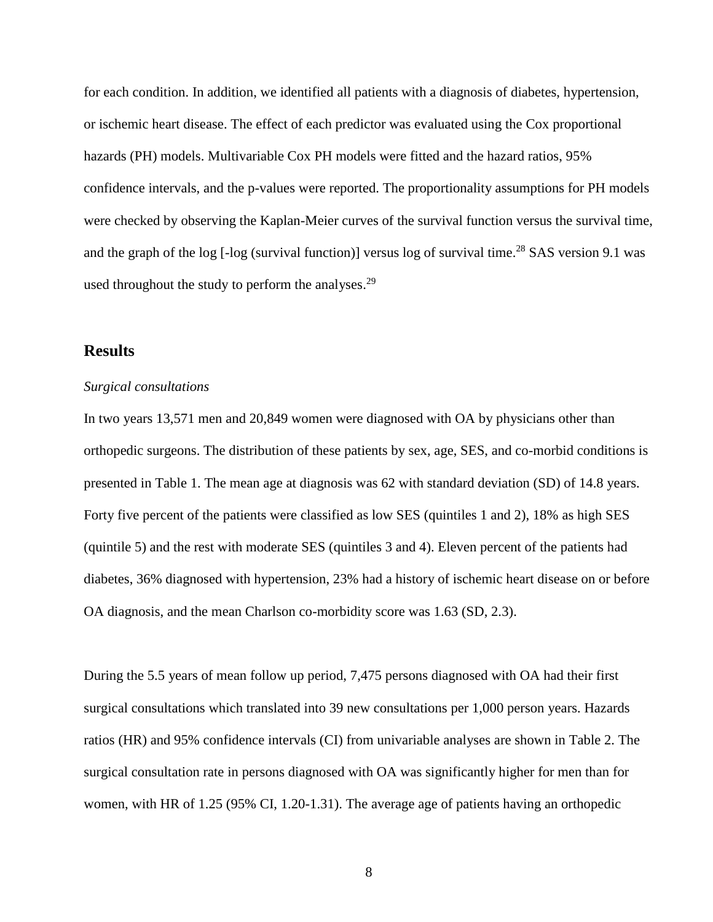for each condition. In addition, we identified all patients with a diagnosis of diabetes, hypertension, or ischemic heart disease. The effect of each predictor was evaluated using the Cox proportional hazards (PH) models. Multivariable Cox PH models were fitted and the hazard ratios, 95% confidence intervals, and the p-values were reported. The proportionality assumptions for PH models were checked by observing the Kaplan-Meier curves of the survival function versus the survival time, and the graph of the log [-log (survival function)] versus log of survival time.[28] SAS version 9.1 was used throughout the study to perform the analyses.[29]

## Results

*Surgical consultations*

In two years 13,571 men and 20,849 women were diagnosed with OA by physicians other than orthopedic surgeons. The distribution of these patients by sex, age, SES, and co-morbid conditions is presented in Table 1. The mean age at diagnosis was 62 with standard deviation (SD) of 14.8 years. Forty five percent of the patients were classified as low SES (quintiles 1 and 2), 18% as high SES (quintile 5) and the rest with moderate SES (quintiles 3 and 4). Eleven percent of the patients had diabetes, 36% diagnosed with hypertension, 23% had a history of ischemic heart disease on or before OA diagnosis, and the mean Charlson co-morbidity score was 1.63 (SD, 2.3).

During the 5.5 years of mean follow up period, 7,475 persons diagnosed with OA had their first surgical consultations which translated into 39 new consultations per 1,000 person years. Hazards ratios (HR) and 95% confidence intervals (CI) from univariable analyses are shown in Table 2. The surgical consultation rate in persons diagnosed with OA was significantly higher for men than for women, with HR of 1.25 (95% CI, 1.20-1.31). The average age of patients having an orthopedic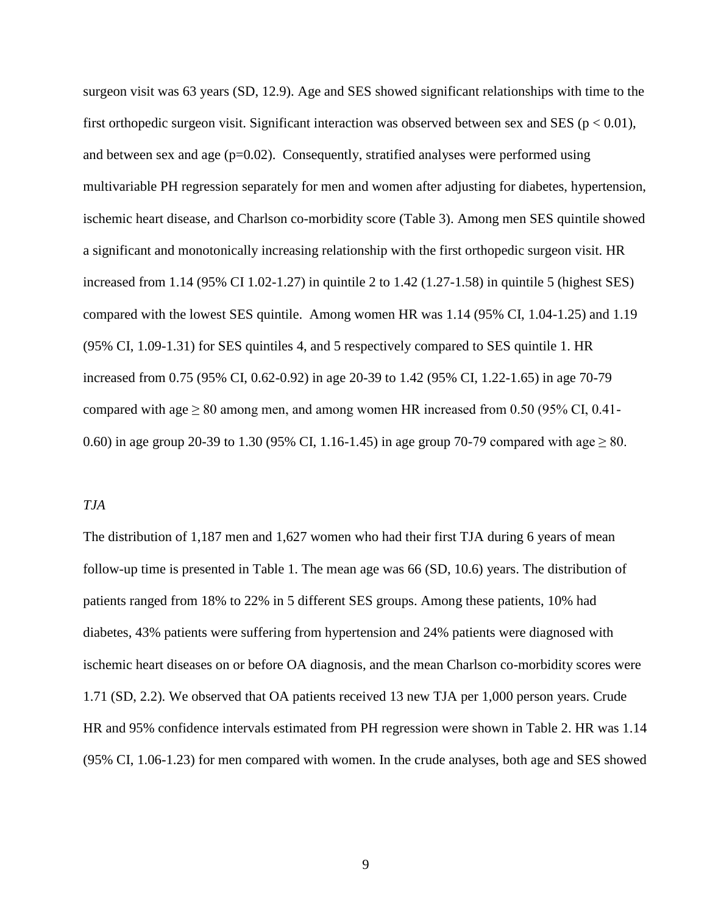surgeon visit was 63 years (SD, 12.9). Age and SES showed significant relationships with time to the first orthopedic surgeon visit. Significant interaction was observed between sex and SES ($p < 0.01$), and between sex and age ($p=0.02$). Consequently, stratified analyses were performed using multivariable PH regression separately for men and women after adjusting for diabetes, hypertension, ischemic heart disease, and Charlson co-morbidity score (Table 3). Among men SES quintile showed a significant and monotonically increasing relationship with the first orthopedic surgeon visit. HR increased from 1.14 (95% CI 1.02-1.27) in quintile 2 to 1.42 (1.27-1.58) in quintile 5 (highest SES) compared with the lowest SES quintile. Among women HR was 1.14 (95% CI, 1.04-1.25) and 1.19 (95% CI, 1.09-1.31) for SES quintiles 4, and 5 respectively compared to SES quintile 1. HR increased from 0.75 (95% CI, 0.62-0.92) in age 20-39 to 1.42 (95% CI, 1.22-1.65) in age 70-79 compared with age $\geq 80$ among men, and among women HR increased from 0.50 (95% CI, 0.41-0.60) in age group 20-39 to 1.30 (95% CI, 1.16-1.45) in age group 70-79 compared with age $\geq 80$.

*TJA*

The distribution of 1,187 men and 1,627 women who had their first TJA during 6 years of mean follow-up time is presented in Table 1. The mean age was 66 (SD, 10.6) years. The distribution of patients ranged from 18% to 22% in 5 different SES groups. Among these patients, 10% had diabetes, 43% patients were suffering from hypertension and 24% patients were diagnosed with ischemic heart diseases on or before OA diagnosis, and the mean Charlson co-morbidity scores were 1.71 (SD, 2.2). We observed that OA patients received 13 new TJA per 1,000 person years. Crude HR and 95% confidence intervals estimated from PH regression were shown in Table 2. HR was 1.14 (95% CI, 1.06-1.23) for men compared with women. In the crude analyses, both age and SES showed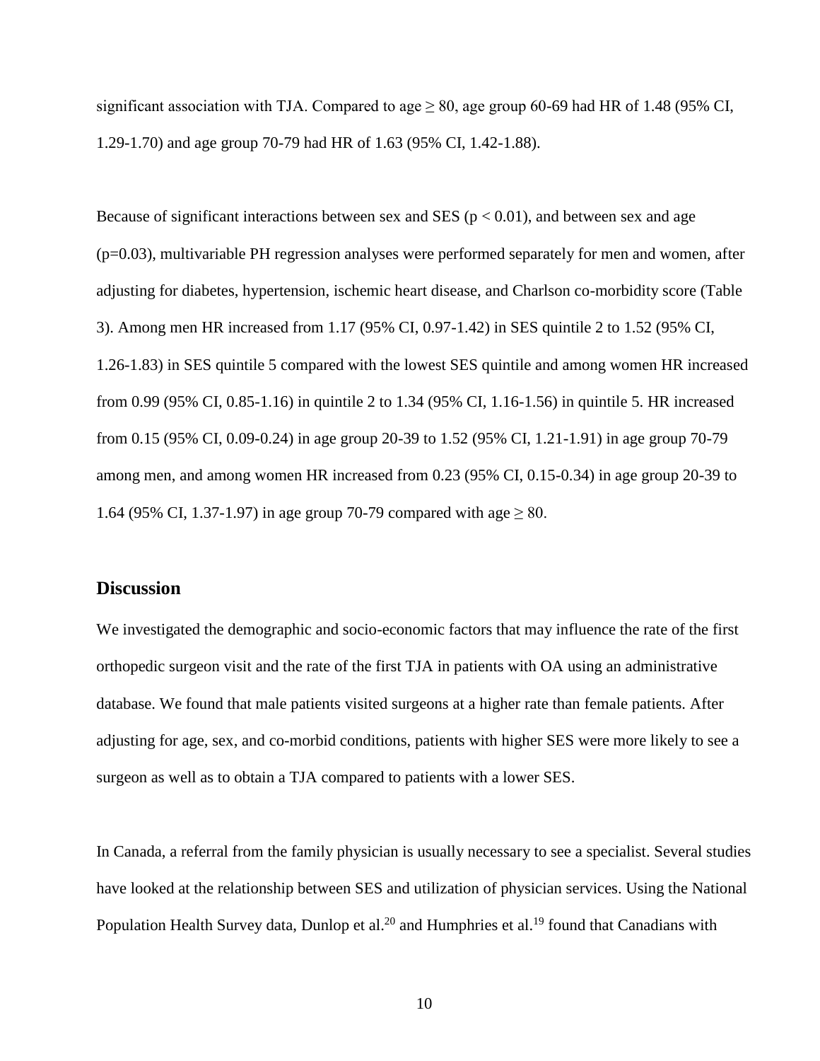significant association with TJA. Compared to age ≥ 80, age group 60-69 had HR of 1.48 (95% CI, 1.29-1.70) and age group 70-79 had HR of 1.63 (95% CI, 1.42-1.88).

Because of significant interactions between sex and SES ($p < 0.01$), and between sex and age ($p=0.03$), multivariable PH regression analyses were performed separately for men and women, after adjusting for diabetes, hypertension, ischemic heart disease, and Charlson co-morbidity score (Table 3). Among men HR increased from 1.17 (95% CI, 0.97-1.42) in SES quintile 2 to 1.52 (95% CI, 1.26-1.83) in SES quintile 5 compared with the lowest SES quintile and among women HR increased from 0.99 (95% CI, 0.85-1.16) in quintile 2 to 1.34 (95% CI, 1.16-1.56) in quintile 5. HR increased from 0.15 (95% CI, 0.09-0.24) in age group 20-39 to 1.52 (95% CI, 1.21-1.91) in age group 70-79 among men, and among women HR increased from 0.23 (95% CI, 0.15-0.34) in age group 20-39 to 1.64 (95% CI, 1.37-1.97) in age group 70-79 compared with age ≥ 80.

## Discussion

We investigated the demographic and socio-economic factors that may influence the rate of the first orthopedic surgeon visit and the rate of the first TJA in patients with OA using an administrative database. We found that male patients visited surgeons at a higher rate than female patients. After adjusting for age, sex, and co-morbid conditions, patients with higher SES were more likely to see a surgeon as well as to obtain a TJA compared to patients with a lower SES.

In Canada, a referral from the family physician is usually necessary to see a specialist. Several studies have looked at the relationship between SES and utilization of physician services. Using the National Population Health Survey data, Dunlop et al.[20] and Humphries et al.[19] found that Canadians with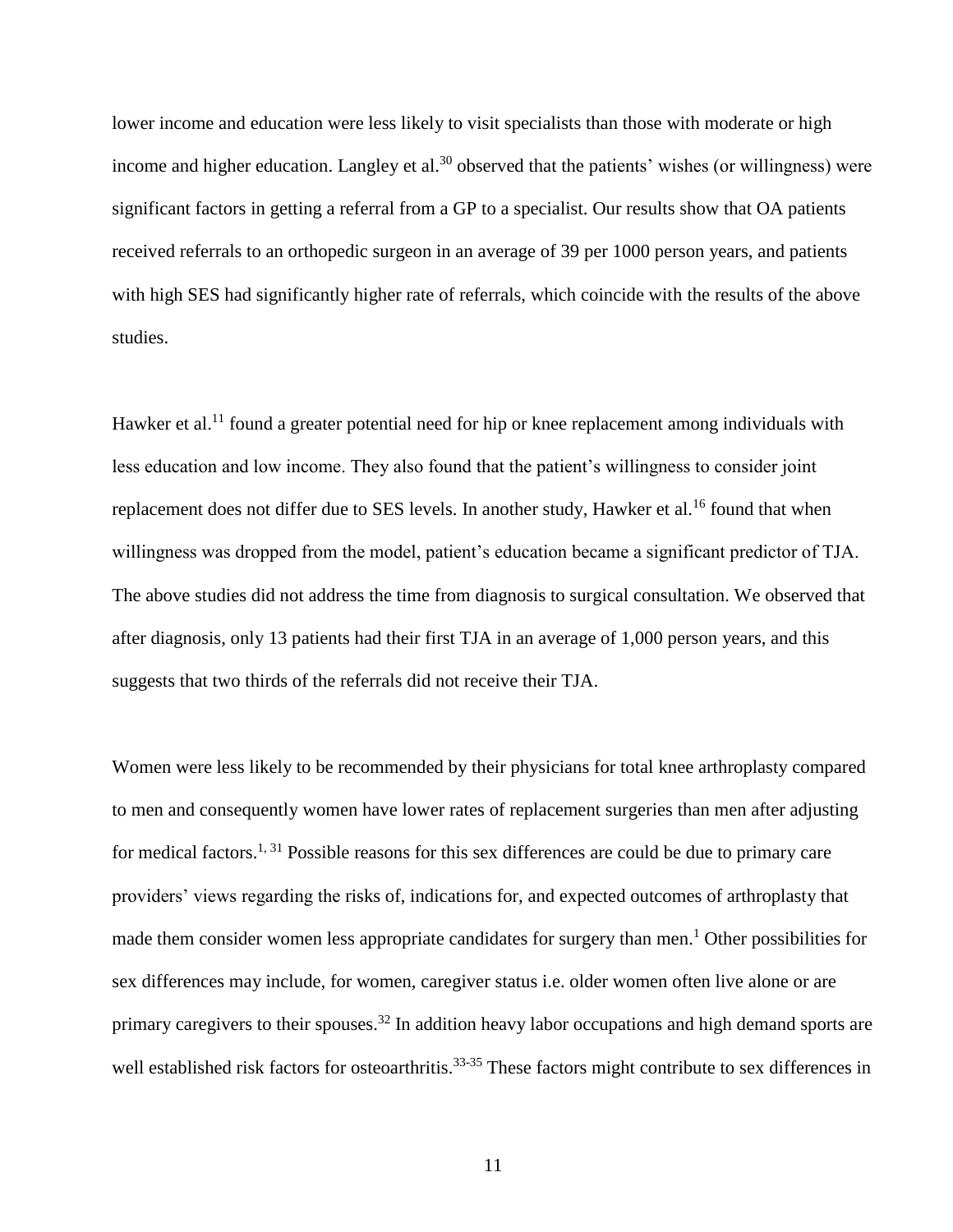lower income and education were less likely to visit specialists than those with moderate or high income and higher education. Langley et al.[30] observed that the patients' wishes (or willingness) were significant factors in getting a referral from a GP to a specialist. Our results show that OA patients received referrals to an orthopedic surgeon in an average of 39 per 1000 person years, and patients with high SES had significantly higher rate of referrals, which coincide with the results of the above studies.

Hawker et al.[11] found a greater potential need for hip or knee replacement among individuals with less education and low income. They also found that the patient's willingness to consider joint replacement does not differ due to SES levels. In another study, Hawker et al.[16] found that when willingness was dropped from the model, patient's education became a significant predictor of TJA. The above studies did not address the time from diagnosis to surgical consultation. We observed that after diagnosis, only 13 patients had their first TJA in an average of 1,000 person years, and this suggests that two thirds of the referrals did not receive their TJA.

Women were less likely to be recommended by their physicians for total knee arthroplasty compared to men and consequently women have lower rates of replacement surgeries than men after adjusting for medical factors.[1, 31] Possible reasons for this sex differences are could be due to primary care providers' views regarding the risks of, indications for, and expected outcomes of arthroplasty that made them consider women less appropriate candidates for surgery than men.[1] Other possibilities for sex differences may include, for women, caregiver status i.e. older women often live alone or are primary caregivers to their spouses.[32] In addition heavy labor occupations and high demand sports are well established risk factors for osteoarthritis.[33-35] These factors might contribute to sex differences in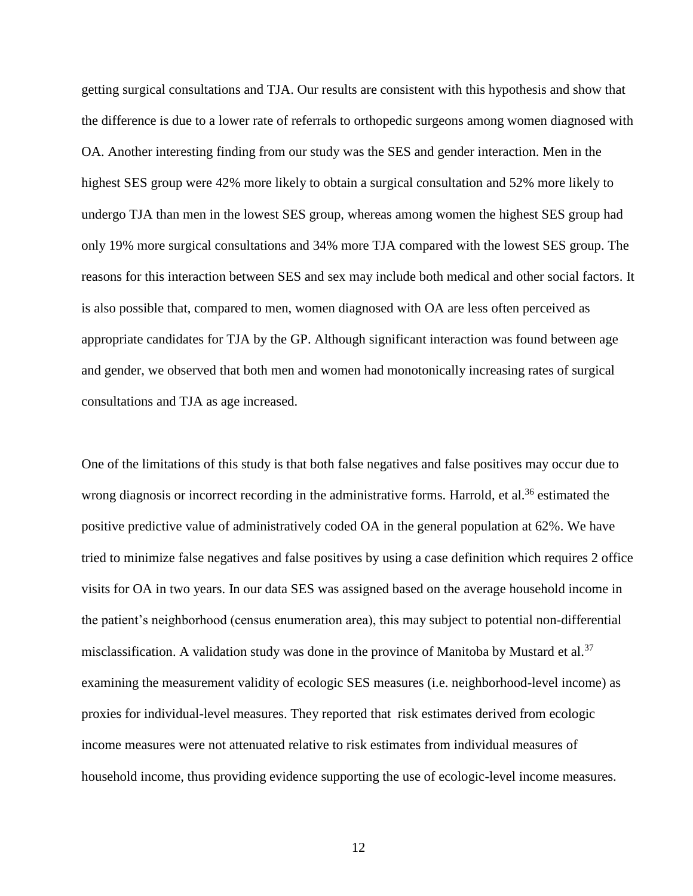getting surgical consultations and TJA. Our results are consistent with this hypothesis and show that the difference is due to a lower rate of referrals to orthopedic surgeons among women diagnosed with OA. Another interesting finding from our study was the SES and gender interaction. Men in the highest SES group were 42% more likely to obtain a surgical consultation and 52% more likely to undergo TJA than men in the lowest SES group, whereas among women the highest SES group had only 19% more surgical consultations and 34% more TJA compared with the lowest SES group. The reasons for this interaction between SES and sex may include both medical and other social factors. It is also possible that, compared to men, women diagnosed with OA are less often perceived as appropriate candidates for TJA by the GP. Although significant interaction was found between age and gender, we observed that both men and women had monotonically increasing rates of surgical consultations and TJA as age increased.

One of the limitations of this study is that both false negatives and false positives may occur due to wrong diagnosis or incorrect recording in the administrative forms. Harrold, et al.[36] estimated the positive predictive value of administratively coded OA in the general population at 62%. We have tried to minimize false negatives and false positives by using a case definition which requires 2 office visits for OA in two years. In our data SES was assigned based on the average household income in the patient's neighborhood (census enumeration area), this may subject to potential non-differential misclassification. A validation study was done in the province of Manitoba by Mustard et al.[37] examining the measurement validity of ecologic SES measures (i.e. neighborhood-level income) as proxies for individual-level measures. They reported that risk estimates derived from ecologic income measures were not attenuated relative to risk estimates from individual measures of household income, thus providing evidence supporting the use of ecologic-level income measures.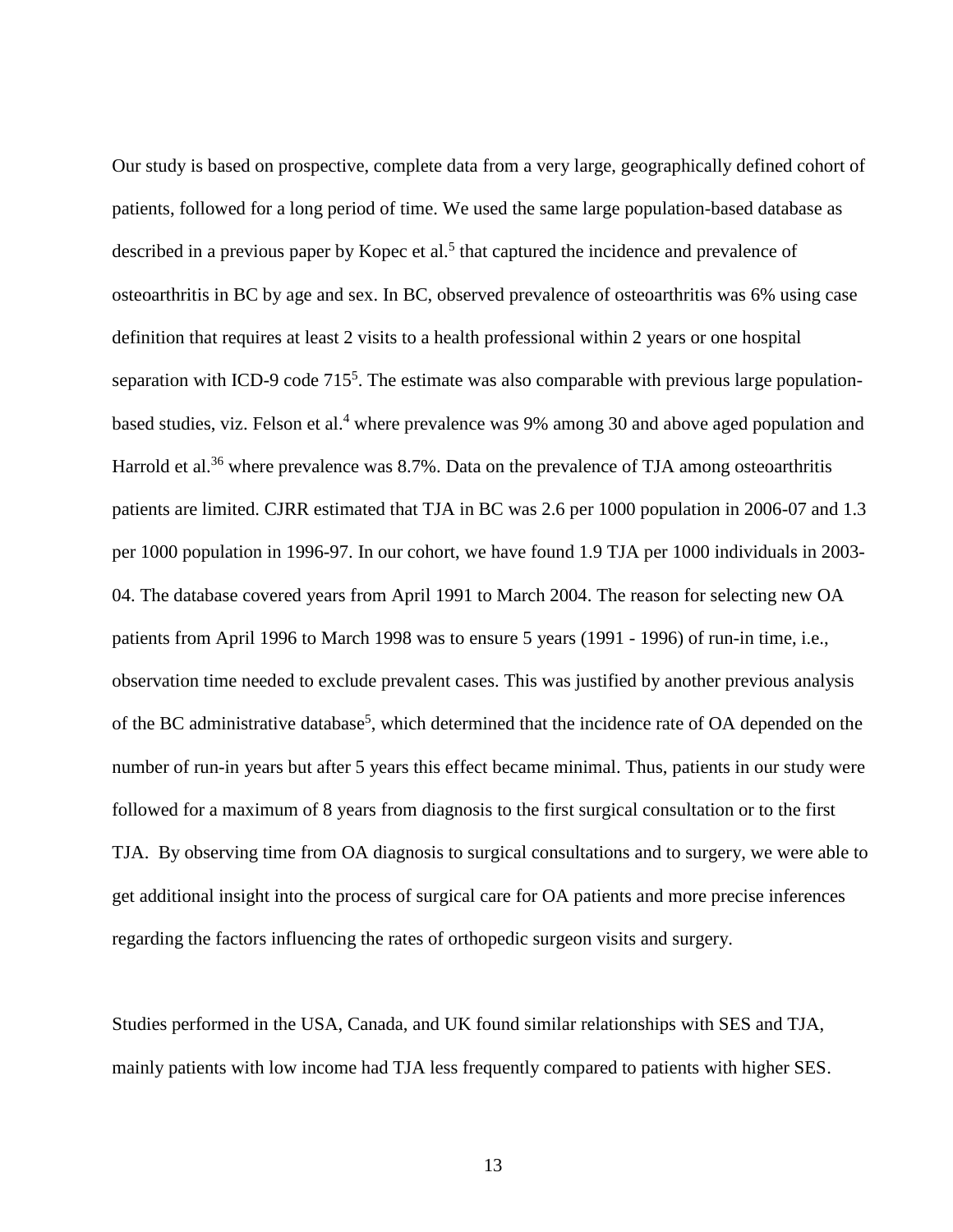Our study is based on prospective, complete data from a very large, geographically defined cohort of patients, followed for a long period of time. We used the same large population-based database as described in a previous paper by Kopec et al.[5] that captured the incidence and prevalence of osteoarthritis in BC by age and sex. In BC, observed prevalence of osteoarthritis was 6% using case definition that requires at least 2 visits to a health professional within 2 years or one hospital separation with ICD-9 code 715[5]. The estimate was also comparable with previous large population-based studies, viz. Felson et al.[4] where prevalence was 9% among 30 and above aged population and Harrold et al.[36] where prevalence was 8.7%. Data on the prevalence of TJA among osteoarthritis patients are limited. CJRR estimated that TJA in BC was 2.6 per 1000 population in 2006-07 and 1.3 per 1000 population in 1996-97. In our cohort, we have found 1.9 TJA per 1000 individuals in 2003-04. The database covered years from April 1991 to March 2004. The reason for selecting new OA patients from April 1996 to March 1998 was to ensure 5 years (1991 - 1996) of run-in time, i.e., observation time needed to exclude prevalent cases. This was justified by another previous analysis of the BC administrative database[5], which determined that the incidence rate of OA depended on the number of run-in years but after 5 years this effect became minimal. Thus, patients in our study were followed for a maximum of 8 years from diagnosis to the first surgical consultation or to the first TJA. By observing time from OA diagnosis to surgical consultations and to surgery, we were able to get additional insight into the process of surgical care for OA patients and more precise inferences regarding the factors influencing the rates of orthopedic surgeon visits and surgery.

Studies performed in the USA, Canada, and UK found similar relationships with SES and TJA, mainly patients with low income had TJA less frequently compared to patients with higher SES.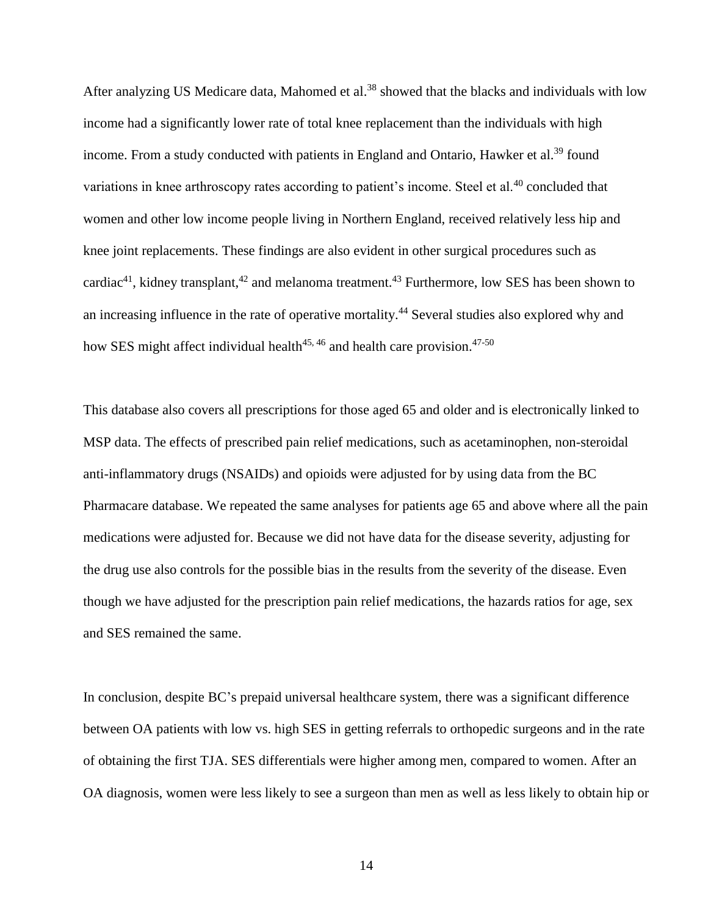After analyzing US Medicare data, Mahomed et al.[38] showed that the blacks and individuals with low income had a significantly lower rate of total knee replacement than the individuals with high income. From a study conducted with patients in England and Ontario, Hawker et al.[39] found variations in knee arthroscopy rates according to patient's income. Steel et al.[40] concluded that women and other low income people living in Northern England, received relatively less hip and knee joint replacements. These findings are also evident in other surgical procedures such as cardiac[41], kidney transplant,[42] and melanoma treatment.[43] Furthermore, low SES has been shown to an increasing influence in the rate of operative mortality.[44] Several studies also explored why and how SES might affect individual health[45, 46] and health care provision.[47-50]

This database also covers all prescriptions for those aged 65 and older and is electronically linked to MSP data. The effects of prescribed pain relief medications, such as acetaminophen, non-steroidal anti-inflammatory drugs (NSAIDs) and opioids were adjusted for by using data from the BC Pharmacare database. We repeated the same analyses for patients age 65 and above where all the pain medications were adjusted for. Because we did not have data for the disease severity, adjusting for the drug use also controls for the possible bias in the results from the severity of the disease. Even though we have adjusted for the prescription pain relief medications, the hazards ratios for age, sex and SES remained the same.

In conclusion, despite BC's prepaid universal healthcare system, there was a significant difference between OA patients with low vs. high SES in getting referrals to orthopedic surgeons and in the rate of obtaining the first TJA. SES differentials were higher among men, compared to women. After an OA diagnosis, women were less likely to see a surgeon than men as well as less likely to obtain hip or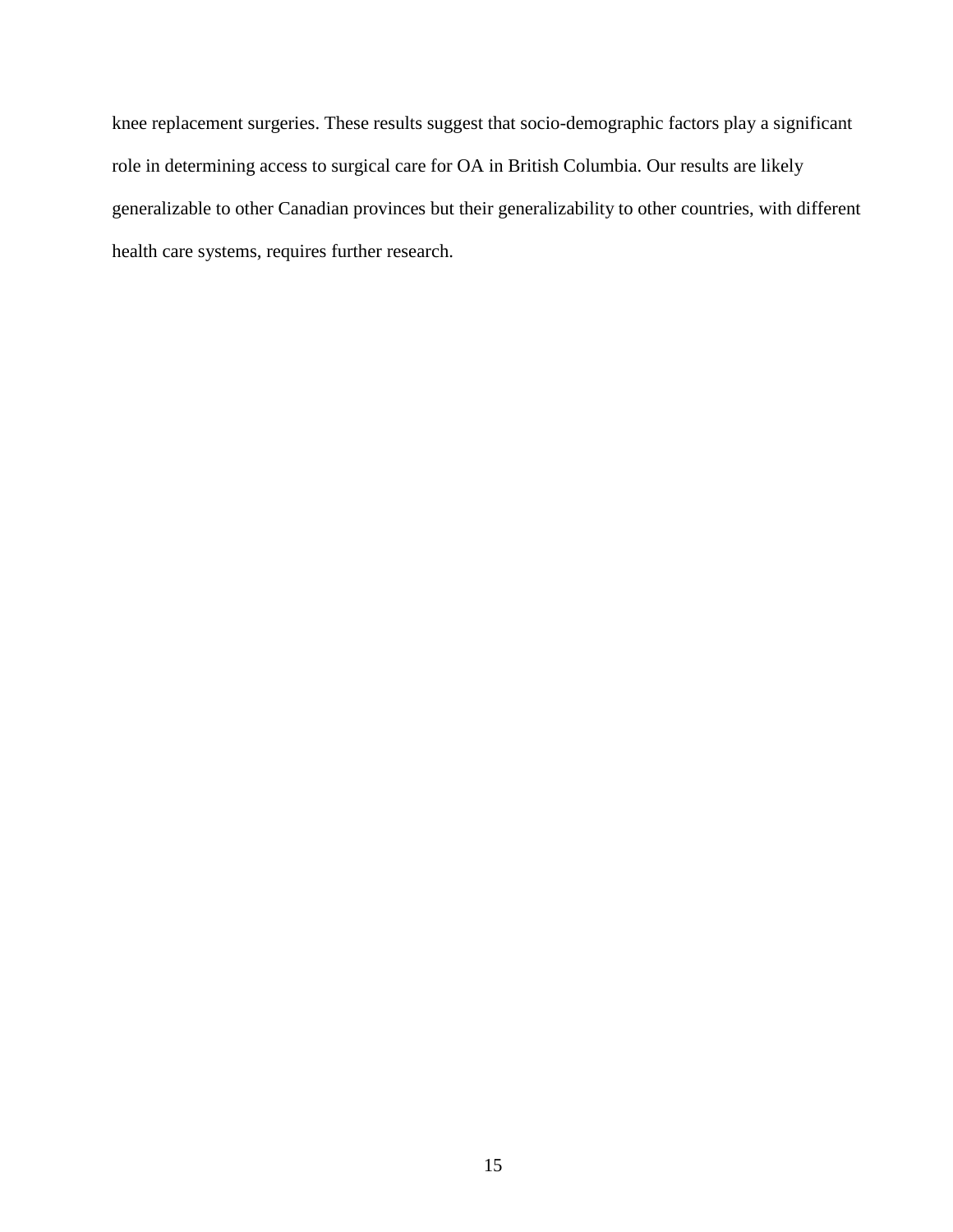knee replacement surgeries. These results suggest that socio-demographic factors play a significant role in determining access to surgical care for OA in British Columbia. Our results are likely generalizable to other Canadian provinces but their generalizability to other countries, with different health care systems, requires further research.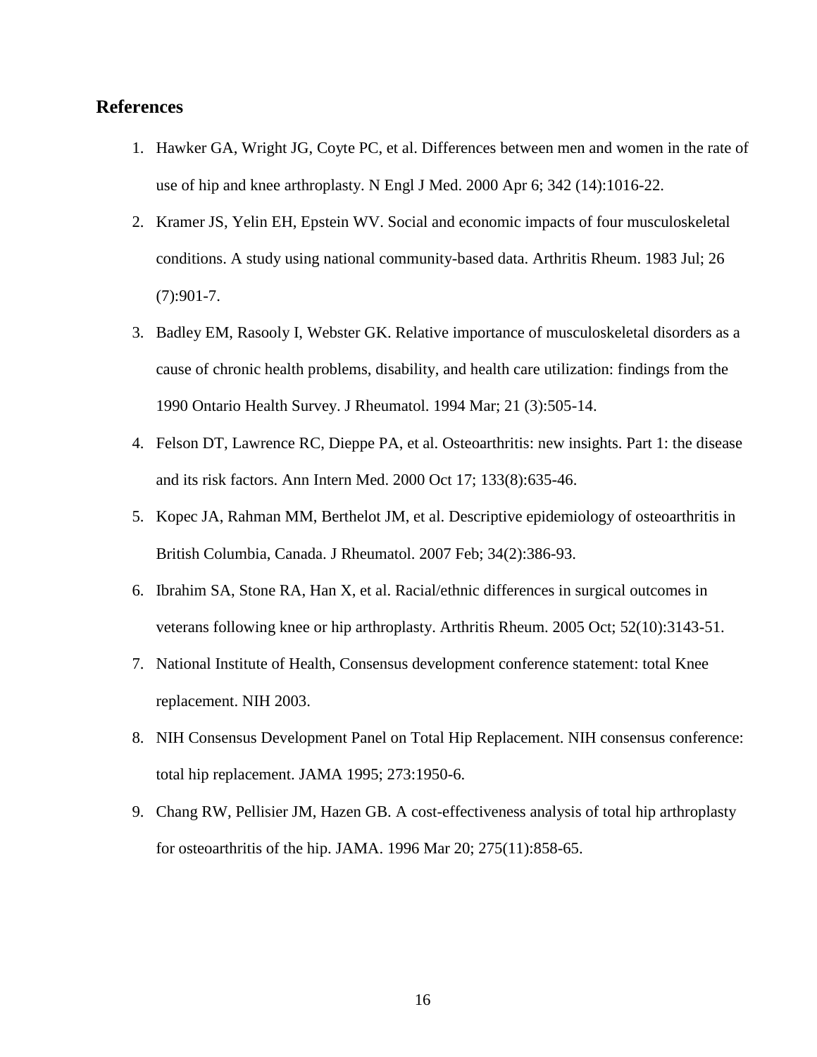## References

1. Hawker GA, Wright JG, Coyte PC, et al. Differences between men and women in the rate of use of hip and knee arthroplasty. N Engl J Med. 2000 Apr 6; 342 (14):1016-22.
2. Kramer JS, Yelin EH, Epstein WV. Social and economic impacts of four musculoskeletal conditions. A study using national community-based data. Arthritis Rheum. 1983 Jul; 26 (7):901-7.
3. Badley EM, Rasooly I, Webster GK. Relative importance of musculoskeletal disorders as a cause of chronic health problems, disability, and health care utilization: findings from the 1990 Ontario Health Survey. J Rheumatol. 1994 Mar; 21 (3):505-14.
4. Felson DT, Lawrence RC, Dieppe PA, et al. Osteoarthritis: new insights. Part 1: the disease and its risk factors. Ann Intern Med. 2000 Oct 17; 133(8):635-46.
5. Kopec JA, Rahman MM, Berthelot JM, et al. Descriptive epidemiology of osteoarthritis in British Columbia, Canada. J Rheumatol. 2007 Feb; 34(2):386-93.
6. Ibrahim SA, Stone RA, Han X, et al. Racial/ethnic differences in surgical outcomes in veterans following knee or hip arthroplasty. Arthritis Rheum. 2005 Oct; 52(10):3143-51.
7. National Institute of Health, Consensus development conference statement: total Knee replacement. NIH 2003.
8. NIH Consensus Development Panel on Total Hip Replacement. NIH consensus conference: total hip replacement. JAMA 1995; 273:1950-6.
9. Chang RW, Pellisier JM, Hazen GB. A cost-effectiveness analysis of total hip arthroplasty for osteoarthritis of the hip. JAMA. 1996 Mar 20; 275(11):858-65.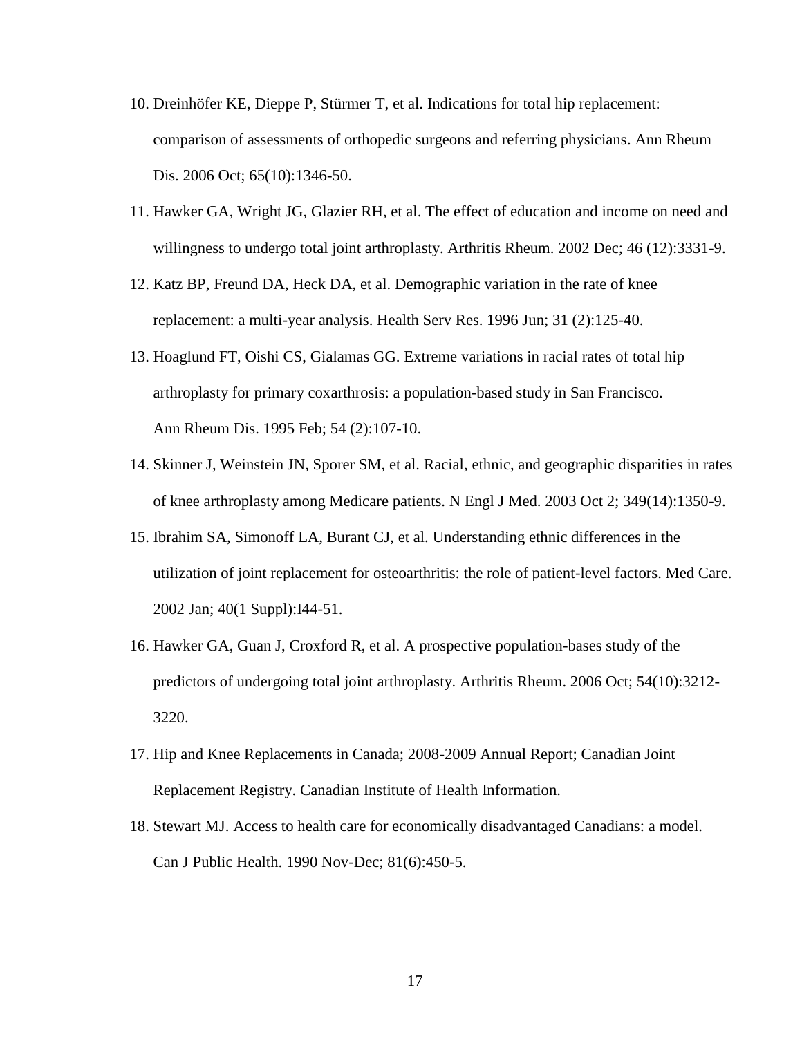10. Dreinhöfer KE, Dieppe P, Stürmer T, et al. Indications for total hip replacement: comparison of assessments of orthopedic surgeons and referring physicians. Ann Rheum Dis. 2006 Oct; 65(10):1346-50.
11. Hawker GA, Wright JG, Glazier RH, et al. The effect of education and income on need and willingness to undergo total joint arthroplasty. Arthritis Rheum. 2002 Dec; 46 (12):3331-9.
12. Katz BP, Freund DA, Heck DA, et al. Demographic variation in the rate of knee replacement: a multi-year analysis. Health Serv Res. 1996 Jun; 31 (2):125-40.
13. Hoaglund FT, Oishi CS, Gialamas GG. Extreme variations in racial rates of total hip arthroplasty for primary coxarthrosis: a population-based study in San Francisco. Ann Rheum Dis. 1995 Feb; 54 (2):107-10.
14. Skinner J, Weinstein JN, Sporer SM, et al. Racial, ethnic, and geographic disparities in rates of knee arthroplasty among Medicare patients. N Engl J Med. 2003 Oct 2; 349(14):1350-9.
15. Ibrahim SA, Simonoff LA, Burant CJ, et al. Understanding ethnic differences in the utilization of joint replacement for osteoarthritis: the role of patient-level factors. Med Care. 2002 Jan; 40(1 Suppl):I44-51.
16. Hawker GA, Guan J, Croxford R, et al. A prospective population-bases study of the predictors of undergoing total joint arthroplasty. Arthritis Rheum. 2006 Oct; 54(10):3212-3220.
17. Hip and Knee Replacements in Canada; 2008-2009 Annual Report; Canadian Joint Replacement Registry. Canadian Institute of Health Information.
18. Stewart MJ. Access to health care for economically disadvantaged Canadians: a model. Can J Public Health. 1990 Nov-Dec; 81(6):450-5.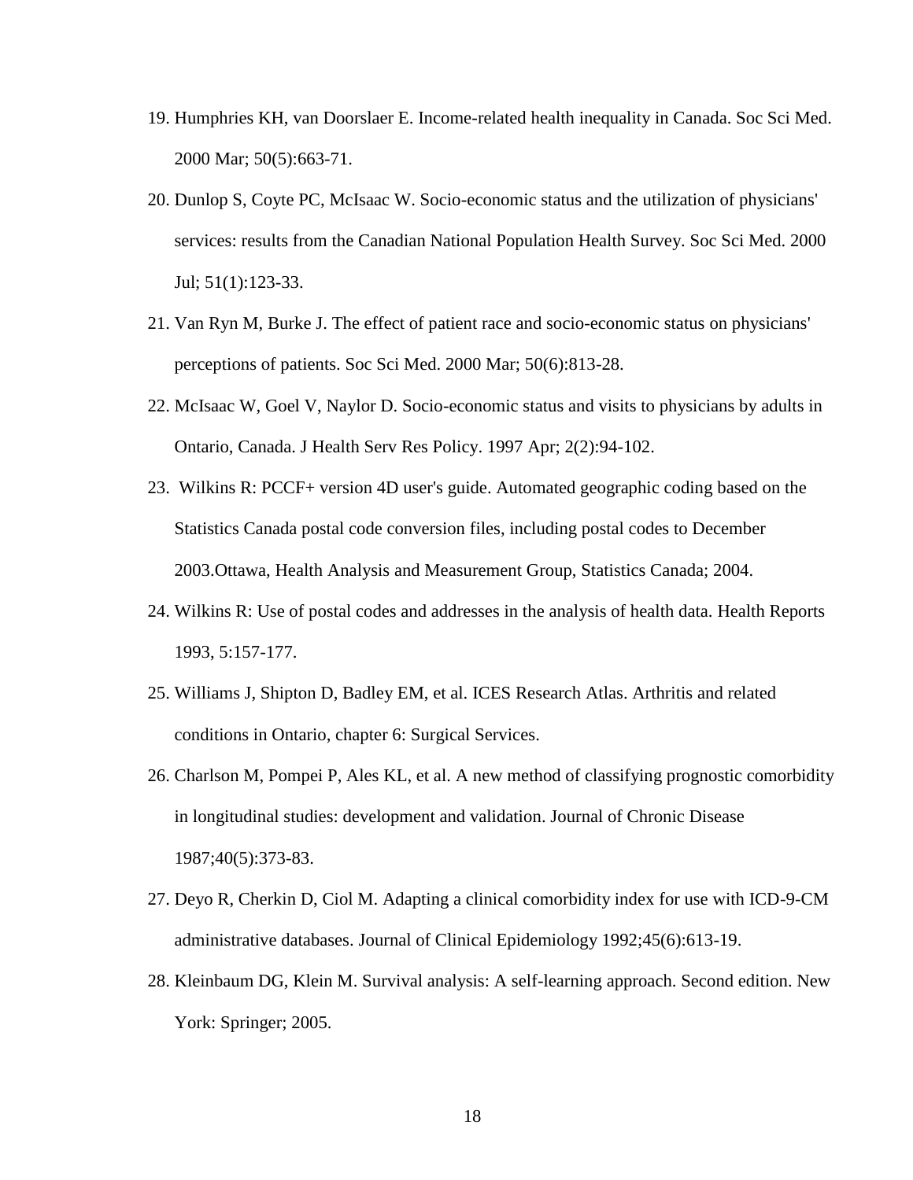19. Humphries KH, van Doorslaer E. Income-related health inequality in Canada. Soc Sci Med. 2000 Mar; 50(5):663-71.
20. Dunlop S, Coyte PC, McIsaac W. Socio-economic status and the utilization of physicians' services: results from the Canadian National Population Health Survey. Soc Sci Med. 2000 Jul; 51(1):123-33.
21. Van Ryn M, Burke J. The effect of patient race and socio-economic status on physicians' perceptions of patients. Soc Sci Med. 2000 Mar; 50(6):813-28.
22. McIsaac W, Goel V, Naylor D. Socio-economic status and visits to physicians by adults in Ontario, Canada. J Health Serv Res Policy. 1997 Apr; 2(2):94-102.
23. Wilkins R: PCCF+ version 4D user's guide. Automated geographic coding based on the Statistics Canada postal code conversion files, including postal codes to December 2003.Ottawa, Health Analysis and Measurement Group, Statistics Canada; 2004.
24. Wilkins R: Use of postal codes and addresses in the analysis of health data. Health Reports 1993, 5:157-177.
25. Williams J, Shipton D, Badley EM, et al. ICES Research Atlas. Arthritis and related conditions in Ontario, chapter 6: Surgical Services.
26. Charlson M, Pompei P, Ales KL, et al. A new method of classifying prognostic comorbidity in longitudinal studies: development and validation. Journal of Chronic Disease 1987;40(5):373-83.
27. Deyo R, Cherkin D, Ciol M. Adapting a clinical comorbidity index for use with ICD-9-CM administrative databases. Journal of Clinical Epidemiology 1992;45(6):613-19.
28. Kleinbaum DG, Klein M. Survival analysis: A self-learning approach. Second edition. New York: Springer; 2005.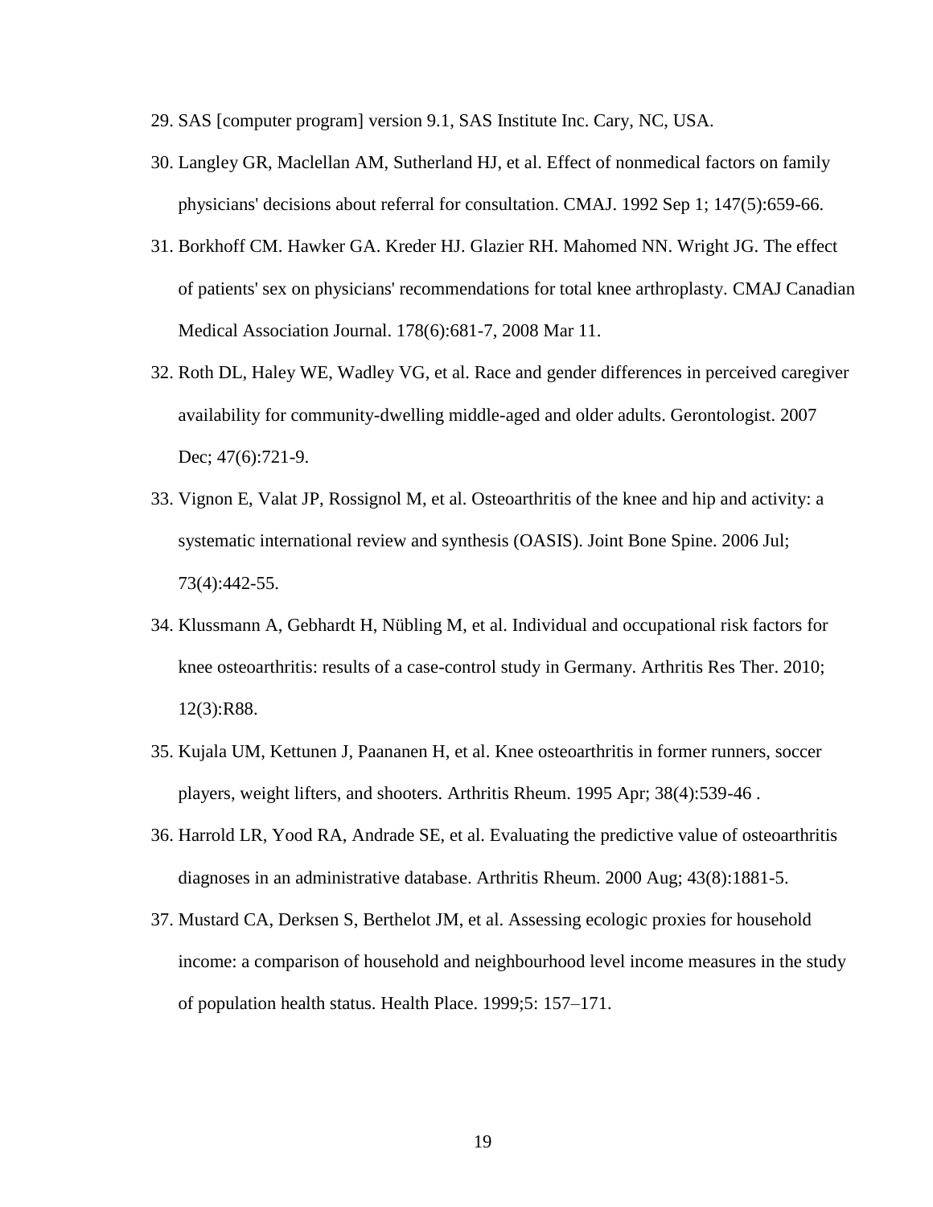29. SAS [computer program] version 9.1, SAS Institute Inc. Cary, NC, USA.
30. Langley GR, Maclellan AM, Sutherland HJ, et al. Effect of nonmedical factors on family physicians' decisions about referral for consultation. CMAJ. 1992 Sep 1; 147(5):659-66.
31. Borkhoff CM. Hawker GA. Kreder HJ. Glazier RH. Mahomed NN. Wright JG. The effect of patients' sex on physicians' recommendations for total knee arthroplasty. CMAJ Canadian Medical Association Journal. 178(6):681-7, 2008 Mar 11.
32. Roth DL, Haley WE, Wadley VG, et al. Race and gender differences in perceived caregiver availability for community-dwelling middle-aged and older adults. Gerontologist. 2007 Dec; 47(6):721-9.
33. Vignon E, Valat JP, Rossignol M, et al. Osteoarthritis of the knee and hip and activity: a systematic international review and synthesis (OASIS). Joint Bone Spine. 2006 Jul; 73(4):442-55.
34. Klussmann A, Gebhardt H, Nübling M, et al. Individual and occupational risk factors for knee osteoarthritis: results of a case-control study in Germany. Arthritis Res Ther. 2010; 12(3):R88.
35. Kujala UM, Kettunen J, Paananen H, et al. Knee osteoarthritis in former runners, soccer players, weight lifters, and shooters. Arthritis Rheum. 1995 Apr; 38(4):539-46 .
36. Harrold LR, Yood RA, Andrade SE, et al. Evaluating the predictive value of osteoarthritis diagnoses in an administrative database. Arthritis Rheum. 2000 Aug; 43(8):1881-5.
37. Mustard CA, Derksen S, Berthelot JM, et al. Assessing ecologic proxies for household income: a comparison of household and neighbourhood level income measures in the study of population health status. Health Place. 1999;5: 157–171.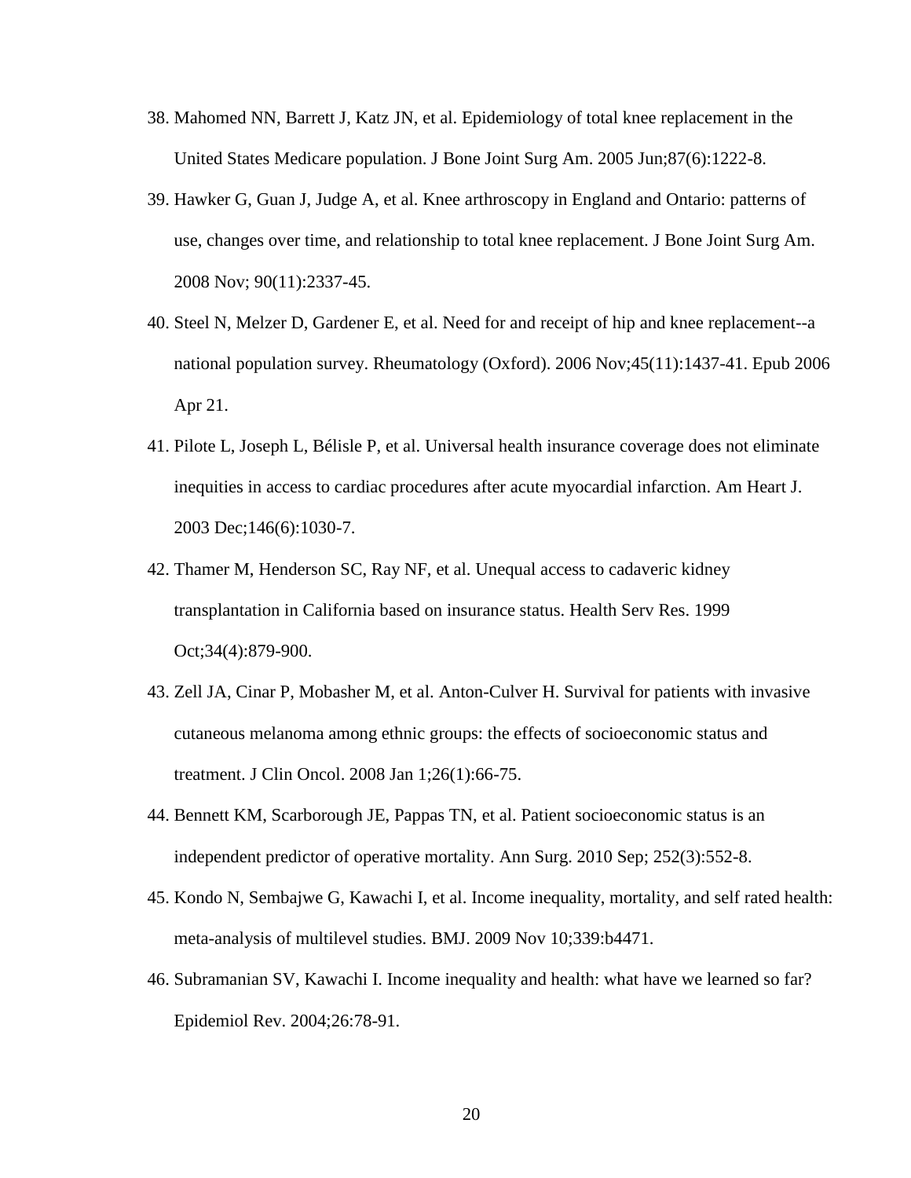38. Mahomed NN, Barrett J, Katz JN, et al. Epidemiology of total knee replacement in the United States Medicare population. J Bone Joint Surg Am. 2005 Jun;87(6):1222-8.
39. Hawker G, Guan J, Judge A, et al. Knee arthroscopy in England and Ontario: patterns of use, changes over time, and relationship to total knee replacement. J Bone Joint Surg Am. 2008 Nov; 90(11):2337-45.
40. Steel N, Melzer D, Gardener E, et al. Need for and receipt of hip and knee replacement--a national population survey. Rheumatology (Oxford). 2006 Nov;45(11):1437-41. Epub 2006 Apr 21.
41. Pilote L, Joseph L, Bélisle P, et al. Universal health insurance coverage does not eliminate inequities in access to cardiac procedures after acute myocardial infarction. Am Heart J. 2003 Dec;146(6):1030-7.
42. Thamer M, Henderson SC, Ray NF, et al. Unequal access to cadaveric kidney transplantation in California based on insurance status. Health Serv Res. 1999 Oct;34(4):879-900.
43. Zell JA, Cinar P, Mobasher M, et al. Anton-Culver H. Survival for patients with invasive cutaneous melanoma among ethnic groups: the effects of socioeconomic status and treatment. J Clin Oncol. 2008 Jan 1;26(1):66-75.
44. Bennett KM, Scarborough JE, Pappas TN, et al. Patient socioeconomic status is an independent predictor of operative mortality. Ann Surg. 2010 Sep; 252(3):552-8.
45. Kondo N, Sembajwe G, Kawachi I, et al. Income inequality, mortality, and self rated health: meta-analysis of multilevel studies. BMJ. 2009 Nov 10;339:b4471.
46. Subramanian SV, Kawachi I. Income inequality and health: what have we learned so far? Epidemiol Rev. 2004;26:78-91.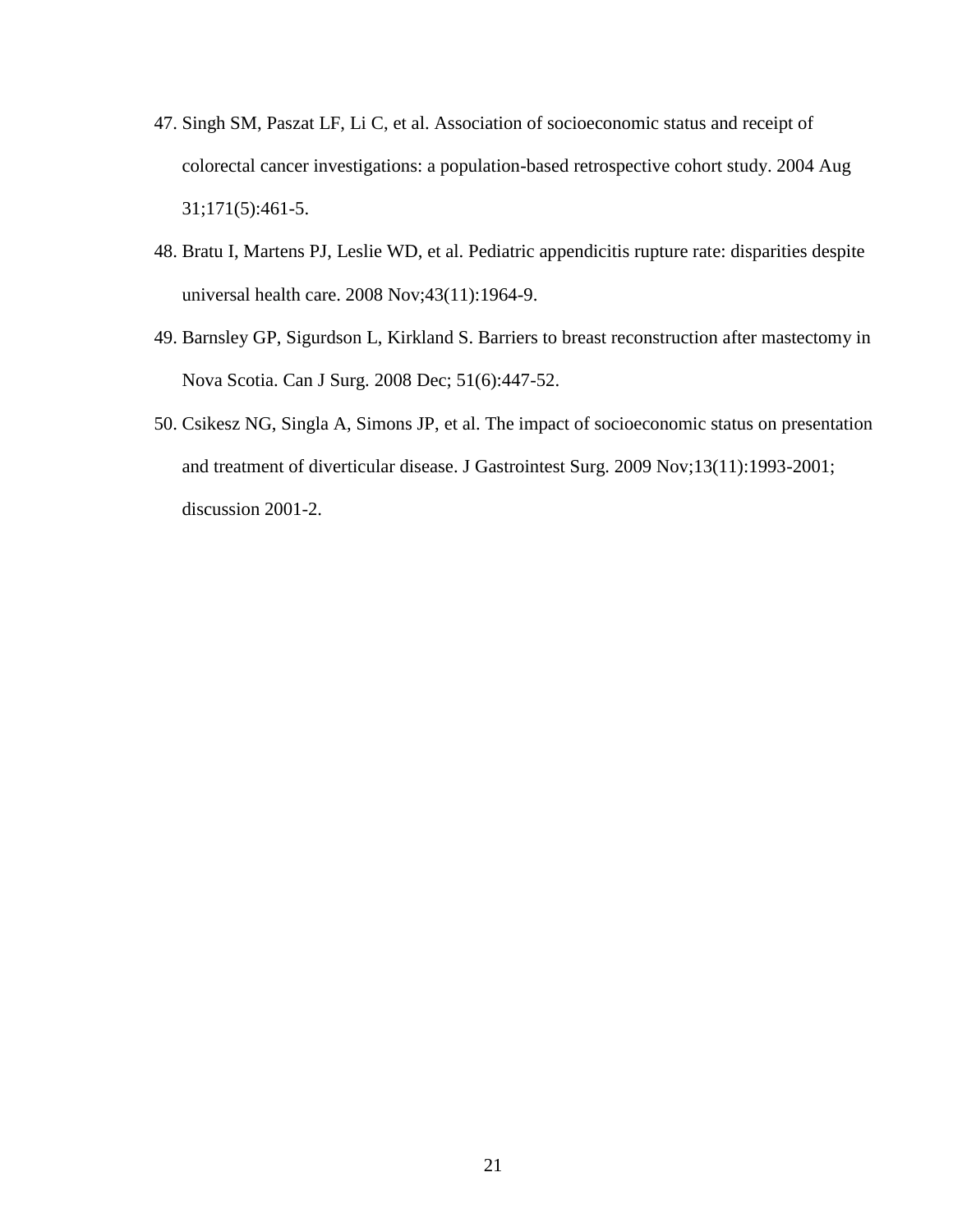47. Singh SM, Paszat LF, Li C, et al. Association of socioeconomic status and receipt of colorectal cancer investigations: a population-based retrospective cohort study. 2004 Aug 31;171(5):461-5.
48. Bratu I, Martens PJ, Leslie WD, et al. Pediatric appendicitis rupture rate: disparities despite universal health care. 2008 Nov;43(11):1964-9.
49. Barnsley GP, Sigurdson L, Kirkland S. Barriers to breast reconstruction after mastectomy in Nova Scotia. Can J Surg. 2008 Dec; 51(6):447-52.
50. Csikesz NG, Singla A, Simons JP, et al. The impact of socioeconomic status on presentation and treatment of diverticular disease. J Gastrointest Surg. 2009 Nov;13(11):1993-2001; discussion 2001-2.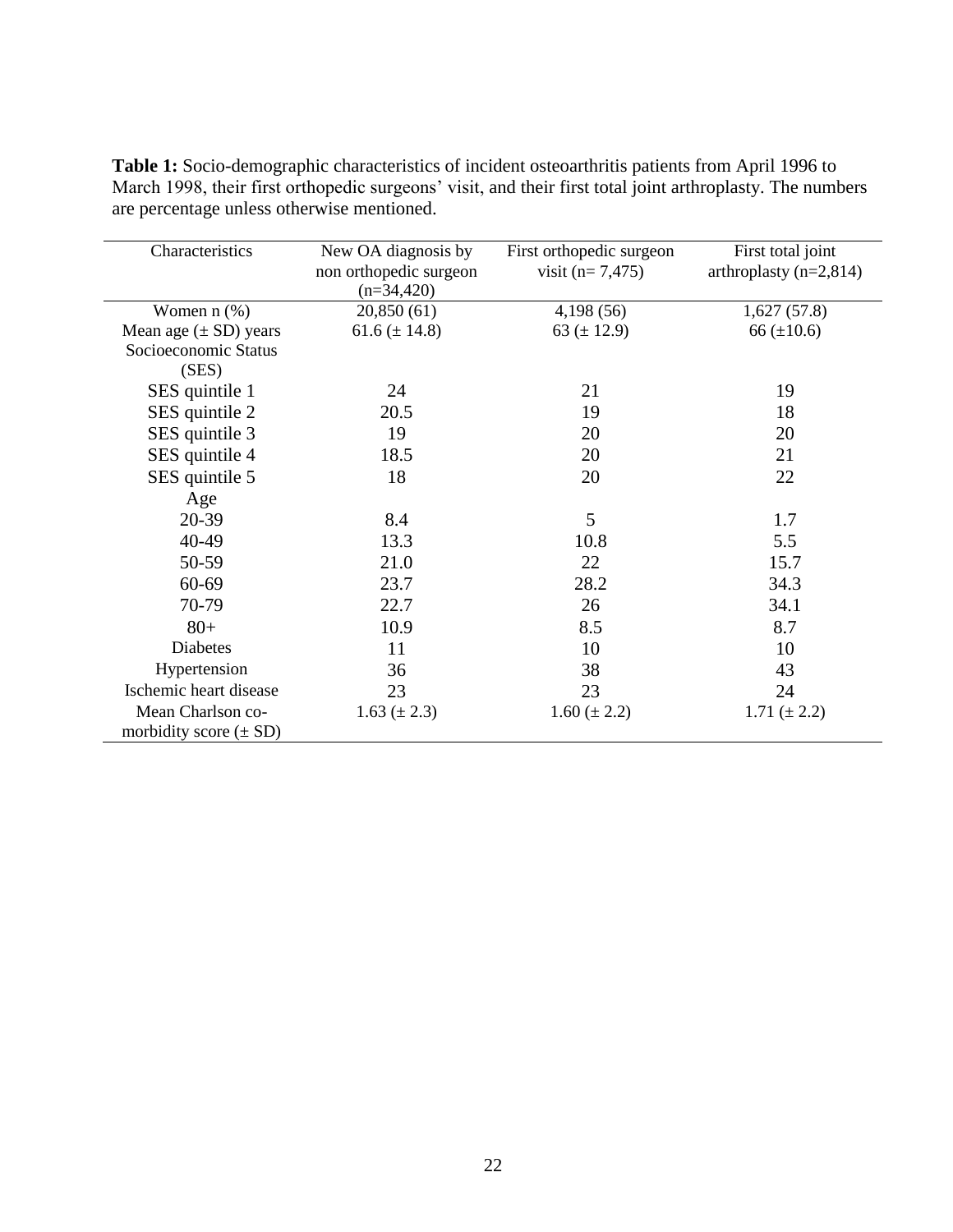**Table 1:** Socio-demographic characteristics of incident osteoarthritis patients from April 1996 to March 1998, their first orthopedic surgeons' visit, and their first total joint arthroplasty. The numbers are percentage unless otherwise mentioned.

| Characteristics | New OA diagnosis by non orthopedic surgeon (n=34,420) | First orthopedic surgeon visit (n= 7,475) | First total joint arthroplasty (n=2,814) |
|---|---|---|---|
| Women n (%) | 20,850 (61) | 4,198 (56) | 1,627 (57.8) |
| Mean age (± SD) years | 61.6 (± 14.8) | 63 (± 12.9) | 66 (±10.6) |
| Socioeconomic Status (SES) | | | |
| SES quintile 1 | 24 | 21 | 19 |
| SES quintile 2 | 20.5 | 19 | 18 |
| SES quintile 3 | 19 | 20 | 20 |
| SES quintile 4 | 18.5 | 20 | 21 |
| SES quintile 5 | 18 | 20 | 22 |
| Age | | | |
| 20-39 | 8.4 | 5 | 1.7 |
| 40-49 | 13.3 | 10.8 | 5.5 |
| 50-59 | 21.0 | 22 | 15.7 |
| 60-69 | 23.7 | 28.2 | 34.3 |
| 70-79 | 22.7 | 26 | 34.1 |
| 80+ | 10.9 | 8.5 | 8.7 |
| Diabetes | 11 | 10 | 10 |
| Hypertension | 36 | 38 | 43 |
| Ischemic heart disease | 23 | 23 | 24 |
| Mean Charlson co-morbidity score (± SD) | 1.63 (± 2.3) | 1.60 (± 2.2) | 1.71 (± 2.2) |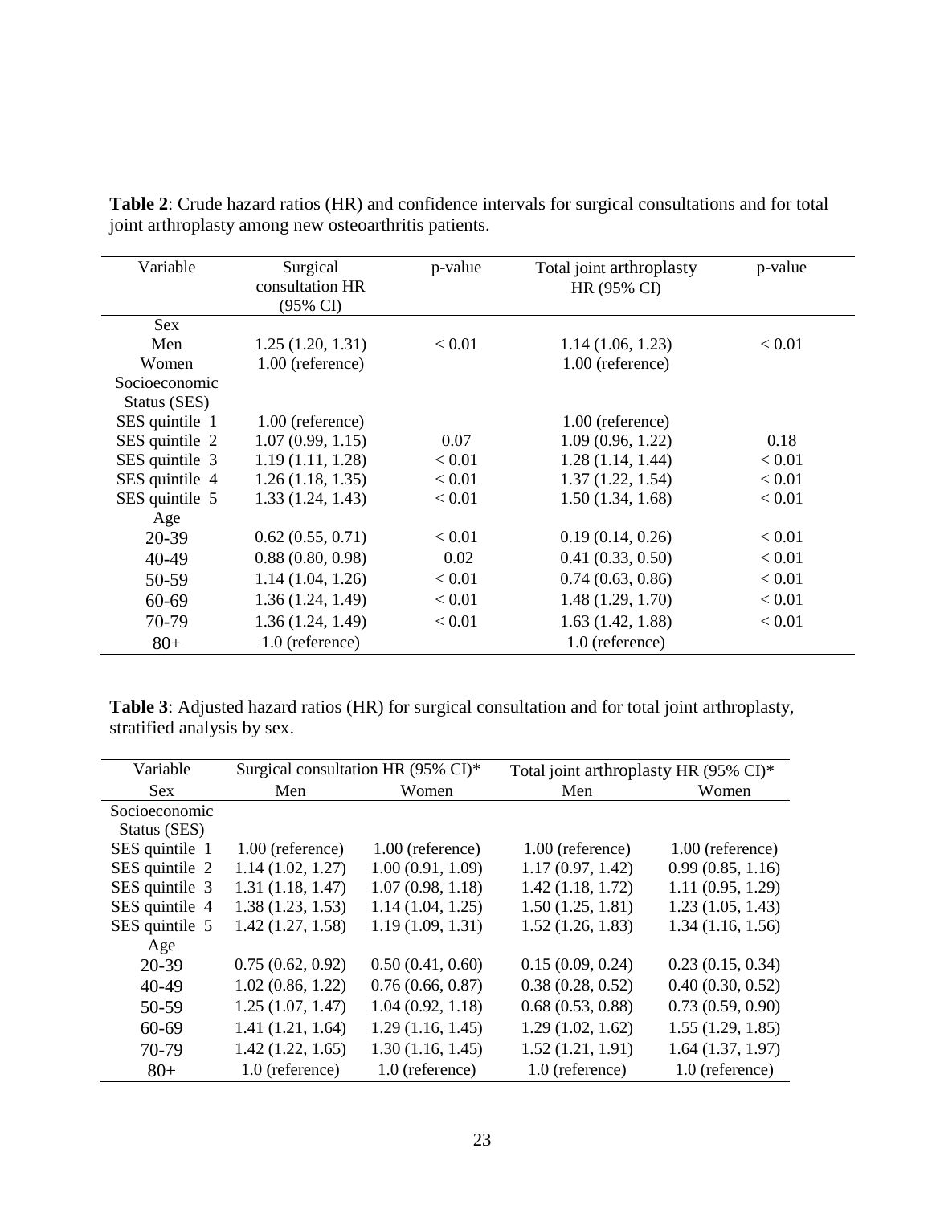**Table 2**: Crude hazard ratios (HR) and confidence intervals for surgical consultations and for total joint arthroplasty among new osteoarthritis patients.

| Variable | Surgical consultation HR (95% CI) | p-value | Total joint arthroplasty HR (95% CI) | p-value |
|---|---|---|---|---|
| Sex | | | | |
| Men | 1.25 (1.20, 1.31) | < 0.01 | 1.14 (1.06, 1.23) | < 0.01 |
| Women | 1.00 (reference) | | 1.00 (reference) | |
| Socioeconomic Status (SES) | | | | |
| SES quintile 1 | 1.00 (reference) | | 1.00 (reference) | |
| SES quintile 2 | 1.07 (0.99, 1.15) | 0.07 | 1.09 (0.96, 1.22) | 0.18 |
| SES quintile 3 | 1.19 (1.11, 1.28) | < 0.01 | 1.28 (1.14, 1.44) | < 0.01 |
| SES quintile 4 | 1.26 (1.18, 1.35) | < 0.01 | 1.37 (1.22, 1.54) | < 0.01 |
| SES quintile 5 | 1.33 (1.24, 1.43) | < 0.01 | 1.50 (1.34, 1.68) | < 0.01 |
| Age | | | | |
| 20-39 | 0.62 (0.55, 0.71) | < 0.01 | 0.19 (0.14, 0.26) | < 0.01 |
| 40-49 | 0.88 (0.80, 0.98) | 0.02 | 0.41 (0.33, 0.50) | < 0.01 |
| 50-59 | 1.14 (1.04, 1.26) | < 0.01 | 0.74 (0.63, 0.86) | < 0.01 |
| 60-69 | 1.36 (1.24, 1.49) | < 0.01 | 1.48 (1.29, 1.70) | < 0.01 |
| 70-79 | 1.36 (1.24, 1.49) | < 0.01 | 1.63 (1.42, 1.88) | < 0.01 |
| 80+ | 1.0 (reference) | | 1.0 (reference) | |

**Table 3**: Adjusted hazard ratios (HR) for surgical consultation and for total joint arthroplasty, stratified analysis by sex.

| Variable | Surgical consultation HR (95% CI)* | | Total joint arthroplasty HR (95% CI)* | |
|---|---|---|---|---|
| Sex | Men | Women | Men | Women |
| Socioeconomic Status (SES) | | | | |
| SES quintile 1 | 1.00 (reference) | 1.00 (reference) | 1.00 (reference) | 1.00 (reference) |
| SES quintile 2 | 1.14 (1.02, 1.27) | 1.00 (0.91, 1.09) | 1.17 (0.97, 1.42) | 0.99 (0.85, 1.16) |
| SES quintile 3 | 1.31 (1.18, 1.47) | 1.07 (0.98, 1.18) | 1.42 (1.18, 1.72) | 1.11 (0.95, 1.29) |
| SES quintile 4 | 1.38 (1.23, 1.53) | 1.14 (1.04, 1.25) | 1.50 (1.25, 1.81) | 1.23 (1.05, 1.43) |
| SES quintile 5 | 1.42 (1.27, 1.58) | 1.19 (1.09, 1.31) | 1.52 (1.26, 1.83) | 1.34 (1.16, 1.56) |
| Age | | | | |
| 20-39 | 0.75 (0.62, 0.92) | 0.50 (0.41, 0.60) | 0.15 (0.09, 0.24) | 0.23 (0.15, 0.34) |
| 40-49 | 1.02 (0.86, 1.22) | 0.76 (0.66, 0.87) | 0.38 (0.28, 0.52) | 0.40 (0.30, 0.52) |
| 50-59 | 1.25 (1.07, 1.47) | 1.04 (0.92, 1.18) | 0.68 (0.53, 0.88) | 0.73 (0.59, 0.90) |
| 60-69 | 1.41 (1.21, 1.64) | 1.29 (1.16, 1.45) | 1.29 (1.02, 1.62) | 1.55 (1.29, 1.85) |
| 70-79 | 1.42 (1.22, 1.65) | 1.30 (1.16, 1.45) | 1.52 (1.21, 1.91) | 1.64 (1.37, 1.97) |
| 80+ | 1.0 (reference) | 1.0 (reference) | 1.0 (reference) | 1.0 (reference) |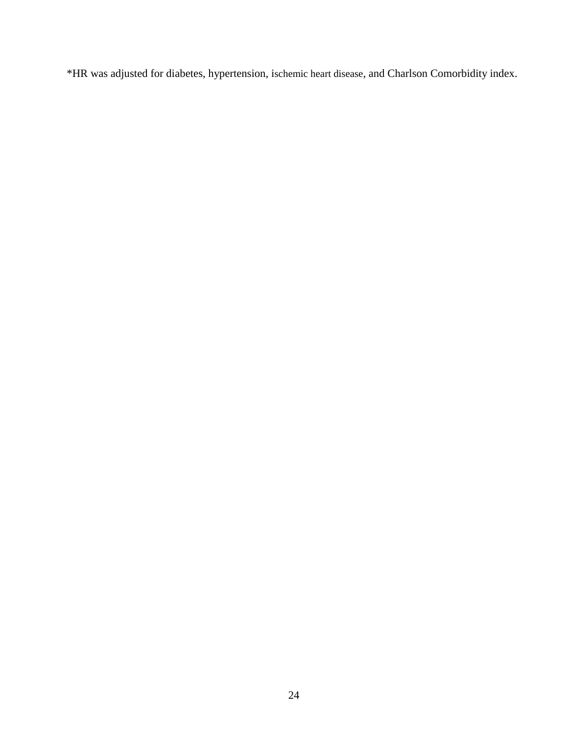*HR was adjusted for diabetes, hypertension, ischemic heart disease, and Charlson Comorbidity index.